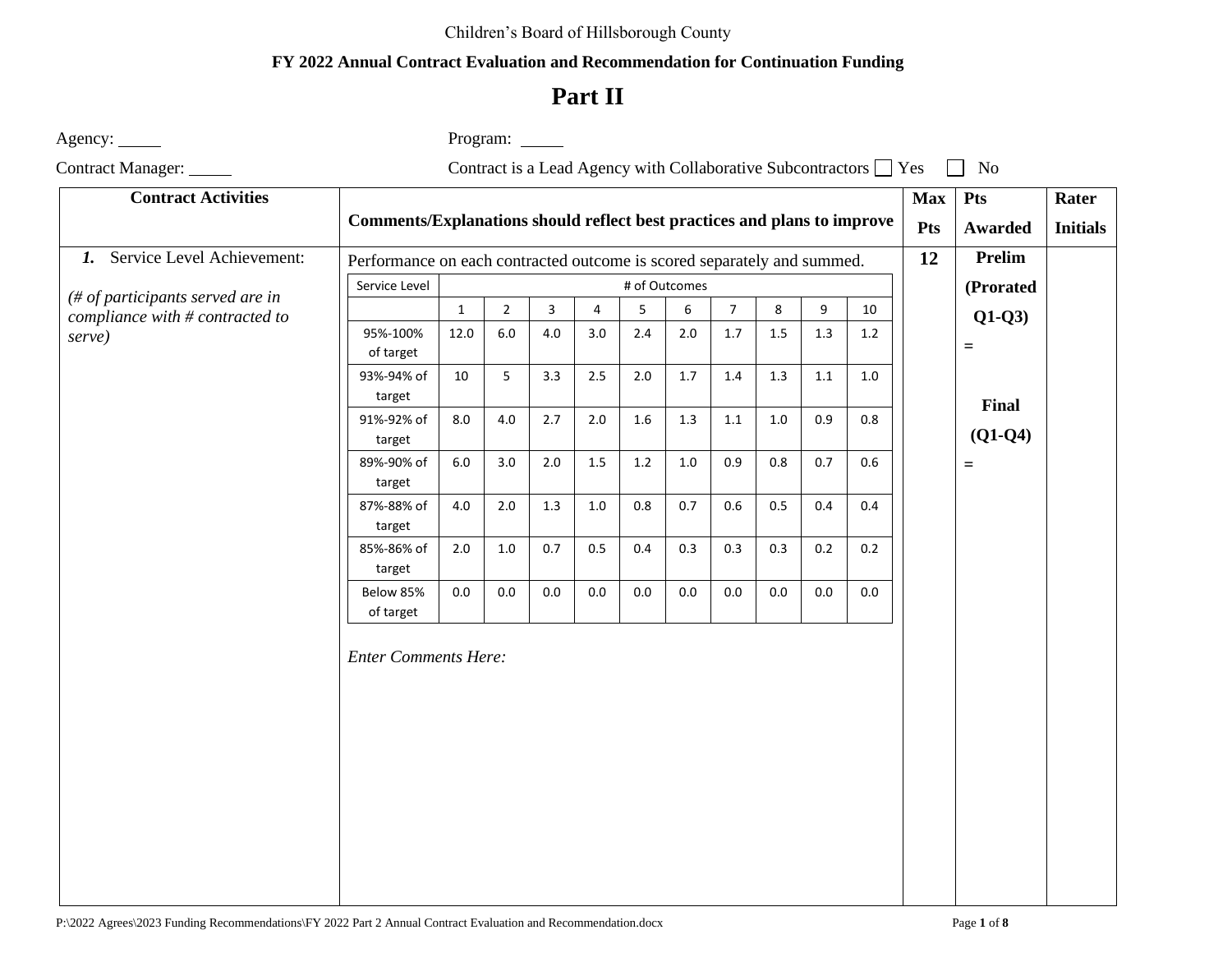Children's Board of Hillsborough County

**FY 2022 Annual Contract Evaluation and Recommendation for Continuation Funding**

# Part II

Agency: _____ Program: _____

Contract Manager: _____ Contract is a Lead Agency with Collaborative Subcontractors ☐ Yes ☐ No

| Contract Activities | Comments/Explanations should reflect best practices and plans to improve | Max Pts | Pts Awarded | Rater Initials |
|---|---|---|---|---|
| ***1.*** Service Level Achievement: *(# of participants served are in compliance with # contracted to serve)* | Performance on each contracted outcome is scored separately and summed. *Enter Comments Here:* | **12** | **Prelim (Prorated Q1-Q3)** = **Final (Q1-Q4)** = | |

| Service Level | # of Outcomes | | | | | | | | | |
|---|---|---|---|---|---|---|---|---|---|---|
| | 1 | 2 | 3 | 4 | 5 | 6 | 7 | 8 | 9 | 10 |
| 95%-100% of target | 12.0 | 6.0 | 4.0 | 3.0 | 2.4 | 2.0 | 1.7 | 1.5 | 1.3 | 1.2 |
| 93%-94% of target | 10 | 5 | 3.3 | 2.5 | 2.0 | 1.7 | 1.4 | 1.3 | 1.1 | 1.0 |
| 91%-92% of target | 8.0 | 4.0 | 2.7 | 2.0 | 1.6 | 1.3 | 1.1 | 1.0 | 0.9 | 0.8 |
| 89%-90% of target | 6.0 | 3.0 | 2.0 | 1.5 | 1.2 | 1.0 | 0.9 | 0.8 | 0.7 | 0.6 |
| 87%-88% of target | 4.0 | 2.0 | 1.3 | 1.0 | 0.8 | 0.7 | 0.6 | 0.5 | 0.4 | 0.4 |
| 85%-86% of target | 2.0 | 1.0 | 0.7 | 0.5 | 0.4 | 0.3 | 0.3 | 0.3 | 0.2 | 0.2 |
| Below 85% of target | 0.0 | 0.0 | 0.0 | 0.0 | 0.0 | 0.0 | 0.0 | 0.0 | 0.0 | 0.0 |

P:\2022 Agrees\2023 Funding Recommendations\FY 2022 Part 2 Annual Contract Evaluation and Recommendation.docx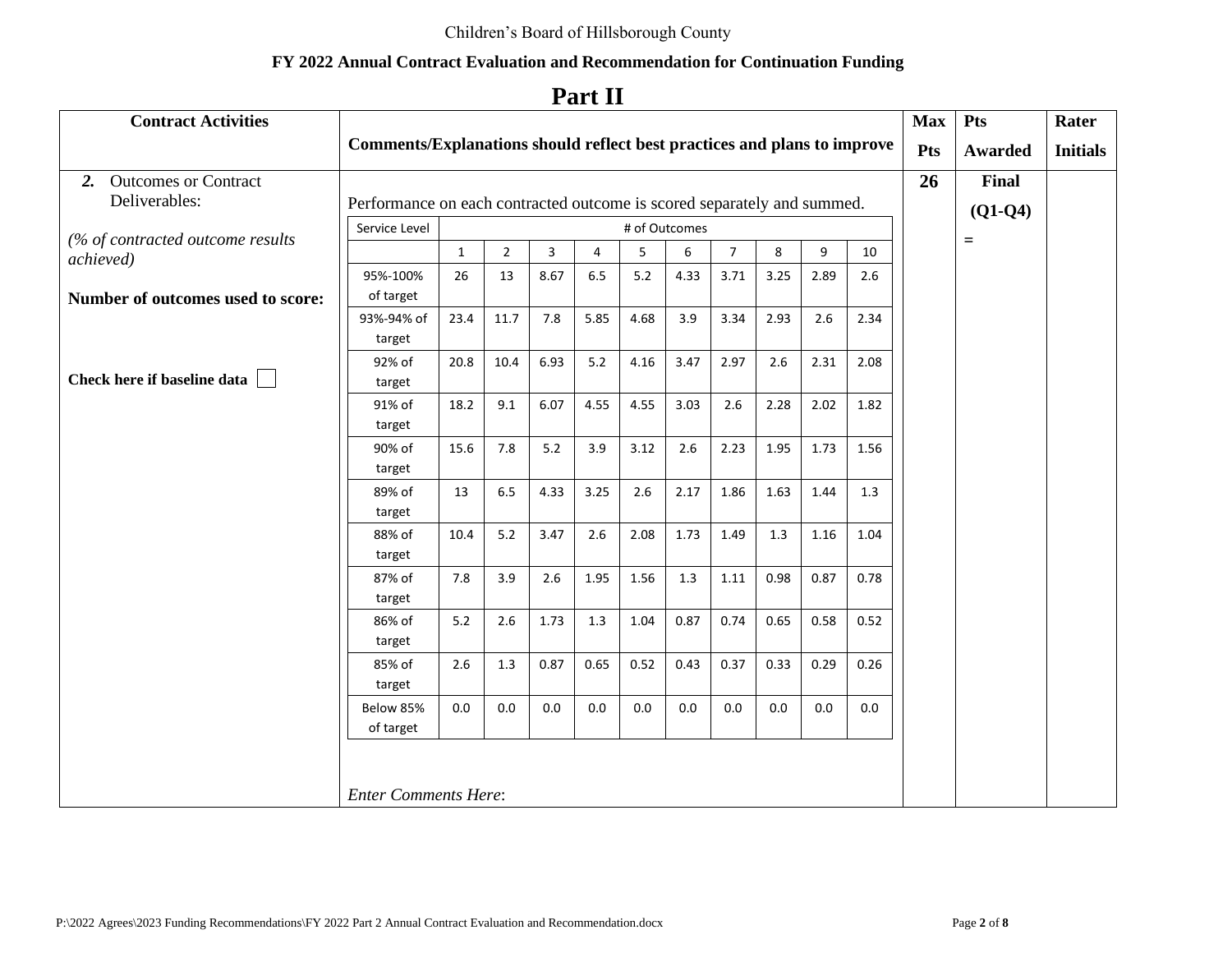Children's Board of Hillsborough County

**FY 2022 Annual Contract Evaluation and Recommendation for Continuation Funding**

# Part II

| Contract Activities | Comments/Explanations should reflect best practices and plans to improve | Max Pts | Pts Awarded | Rater Initials |
|---|---|---|---|---|
| ***2.*** Outcomes or Contract Deliverables:<br><br>*(% of contracted outcome results achieved)*<br><br>**Number of outcomes used to score:**<br><br>**Check here if baseline data** ☐ | Performance on each contracted outcome is scored separately and summed.<br><br>*(see scoring table below)*<br><br>*Enter Comments Here*: | **26** | **Final (Q1-Q4)**<br>= | |

| Service Level | # of Outcomes | | | | | | | | | |
|---|---|---|---|---|---|---|---|---|---|---|
| | 1 | 2 | 3 | 4 | 5 | 6 | 7 | 8 | 9 | 10 |
| 95%-100% of target | 26 | 13 | 8.67 | 6.5 | 5.2 | 4.33 | 3.71 | 3.25 | 2.89 | 2.6 |
| 93%-94% of target | 23.4 | 11.7 | 7.8 | 5.85 | 4.68 | 3.9 | 3.34 | 2.93 | 2.6 | 2.34 |
| 92% of target | 20.8 | 10.4 | 6.93 | 5.2 | 4.16 | 3.47 | 2.97 | 2.6 | 2.31 | 2.08 |
| 91% of target | 18.2 | 9.1 | 6.07 | 4.55 | 4.55 | 3.03 | 2.6 | 2.28 | 2.02 | 1.82 |
| 90% of target | 15.6 | 7.8 | 5.2 | 3.9 | 3.12 | 2.6 | 2.23 | 1.95 | 1.73 | 1.56 |
| 89% of target | 13 | 6.5 | 4.33 | 3.25 | 2.6 | 2.17 | 1.86 | 1.63 | 1.44 | 1.3 |
| 88% of target | 10.4 | 5.2 | 3.47 | 2.6 | 2.08 | 1.73 | 1.49 | 1.3 | 1.16 | 1.04 |
| 87% of target | 7.8 | 3.9 | 2.6 | 1.95 | 1.56 | 1.3 | 1.11 | 0.98 | 0.87 | 0.78 |
| 86% of target | 5.2 | 2.6 | 1.73 | 1.3 | 1.04 | 0.87 | 0.74 | 0.65 | 0.58 | 0.52 |
| 85% of target | 2.6 | 1.3 | 0.87 | 0.65 | 0.52 | 0.43 | 0.37 | 0.33 | 0.29 | 0.26 |
| Below 85% of target | 0.0 | 0.0 | 0.0 | 0.0 | 0.0 | 0.0 | 0.0 | 0.0 | 0.0 | 0.0 |

P:\2022 Agrees\2023 Funding Recommendations\FY 2022 Part 2 Annual Contract Evaluation and Recommendation.docx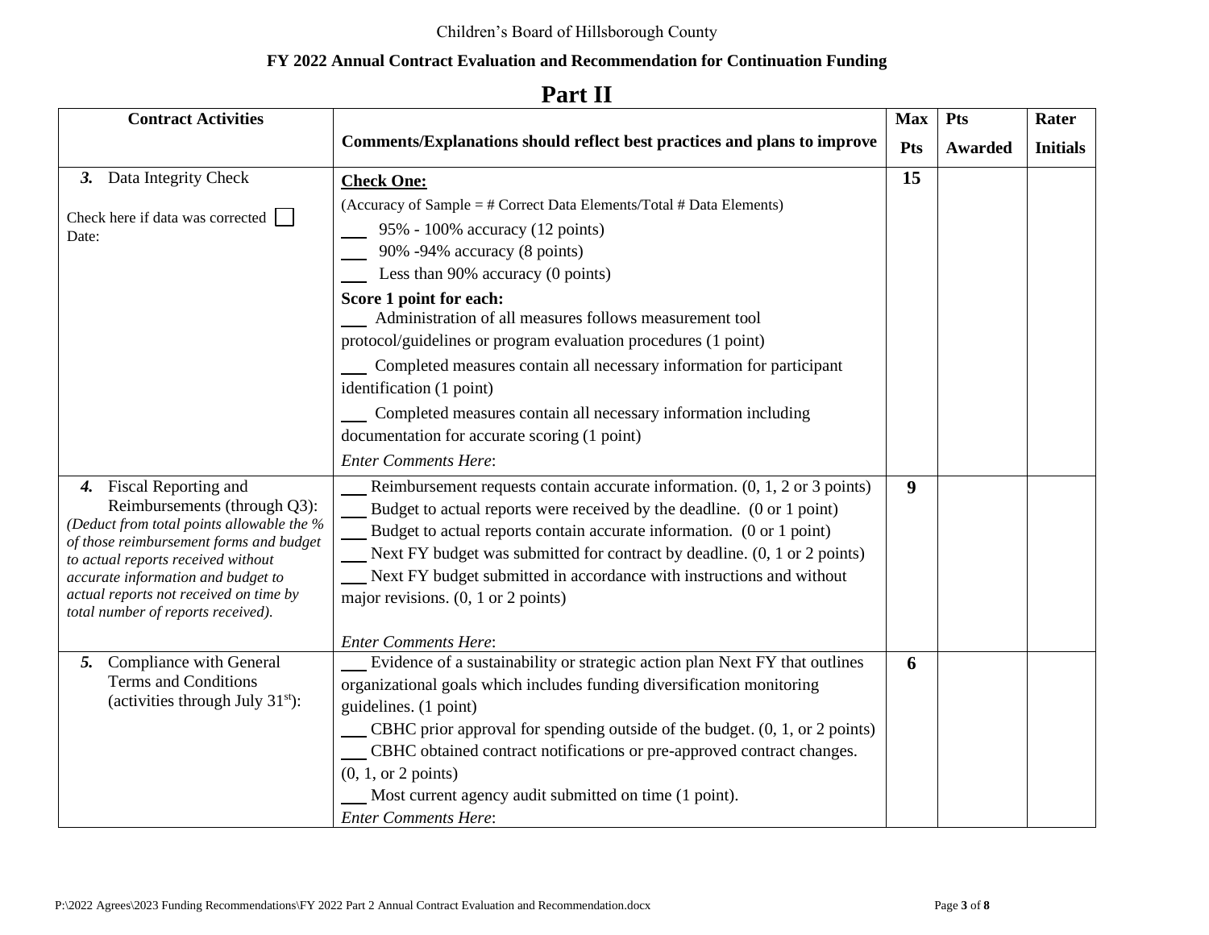Children's Board of Hillsborough County

**FY 2022 Annual Contract Evaluation and Recommendation for Continuation Funding**

# Part II

| **Contract Activities** | **Comments/Explanations should reflect best practices and plans to improve** | **Max Pts** | **Pts Awarded** | **Rater Initials** |
|---|---|---|---|---|
| ***3.*** Data Integrity Check<br><br>Check here if data was corrected ☐<br>Date: | **Check One:**<br>(Accuracy of Sample = # Correct Data Elements/Total # Data Elements)<br>___ 95% - 100% accuracy (12 points)<br>___ 90% -94% accuracy (8 points)<br>___ Less than 90% accuracy (0 points)<br>**Score 1 point for each:**<br>___ Administration of all measures follows measurement tool protocol/guidelines or program evaluation procedures (1 point)<br>___ Completed measures contain all necessary information for participant identification (1 point)<br>___ Completed measures contain all necessary information including documentation for accurate scoring (1 point)<br>*Enter Comments Here*: | **15** | | |
| ***4.*** Fiscal Reporting and Reimbursements (through Q3):<br>*(Deduct from total points allowable the % of those reimbursement forms and budget to actual reports received without accurate information and budget to actual reports not received on time by total number of reports received).* | ___ Reimbursement requests contain accurate information. (0, 1, 2 or 3 points)<br>___ Budget to actual reports were received by the deadline. (0 or 1 point)<br>___ Budget to actual reports contain accurate information. (0 or 1 point)<br>___ Next FY budget was submitted for contract by deadline. (0, 1 or 2 points)<br>___ Next FY budget submitted in accordance with instructions and without major revisions. (0, 1 or 2 points)<br><br>*Enter Comments Here*: | **9** | | |
| ***5.*** Compliance with General Terms and Conditions (activities through July 31st): | ___ Evidence of a sustainability or strategic action plan Next FY that outlines organizational goals which includes funding diversification monitoring guidelines. (1 point)<br>___ CBHC prior approval for spending outside of the budget. (0, 1, or 2 points)<br>___ CBHC obtained contract notifications or pre-approved contract changes. (0, 1, or 2 points)<br>___ Most current agency audit submitted on time (1 point).<br>*Enter Comments Here*: | **6** | | |

P:\2022 Agrees\2023 Funding Recommendations\FY 2022 Part 2 Annual Contract Evaluation and Recommendation.docx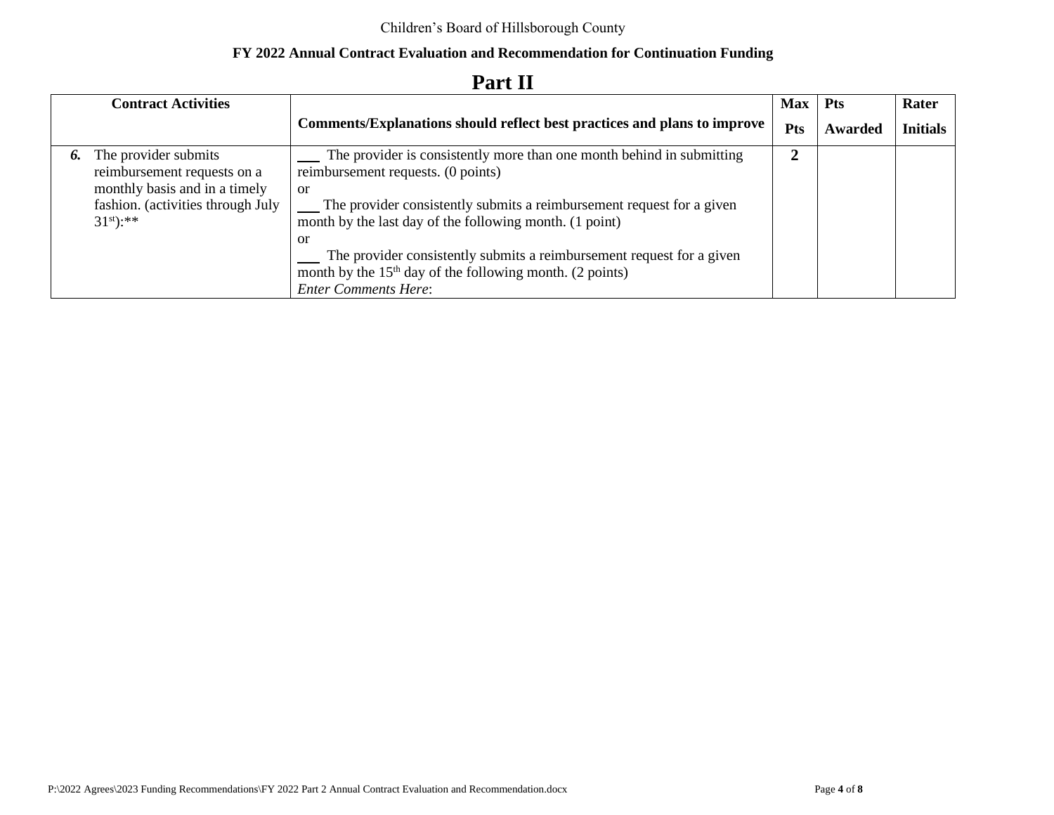Children's Board of Hillsborough County

**FY 2022 Annual Contract Evaluation and Recommendation for Continuation Funding**

# Part II

| Contract Activities | Comments/Explanations should reflect best practices and plans to improve | Max Pts | Pts Awarded | Rater Initials |
|---|---|---|---|---|
| ***6.*** The provider submits reimbursement requests on a monthly basis and in a timely fashion. (activities through July 31st):** | ___ The provider is consistently more than one month behind in submitting reimbursement requests. (0 points)<br>or<br>___ The provider consistently submits a reimbursement request for a given month by the last day of the following month. (1 point)<br>or<br>___ The provider consistently submits a reimbursement request for a given month by the 15th day of the following month. (2 points)<br>*Enter Comments Here*: | **2** | | |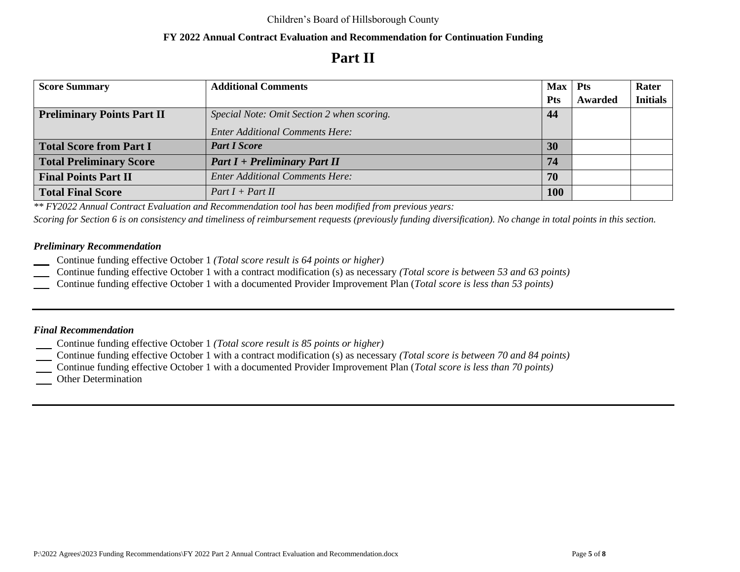Children's Board of Hillsborough County

**FY 2022 Annual Contract Evaluation and Recommendation for Continuation Funding**

# Part II

| Score Summary | Additional Comments | Max Pts | Pts Awarded | Rater Initials |
|---|---|---|---|---|
| **Preliminary Points Part II** | *Special Note: Omit Section 2 when scoring.* *Enter Additional Comments Here:* | **44** | | |
| **Total Score from Part I** | ***Part I Score*** | **30** | | |
| **Total Preliminary Score** | ***Part I + Preliminary Part II*** | **74** | | |
| **Final Points Part II** | *Enter Additional Comments Here:* | **70** | | |
| **Total Final Score** | *Part I + Part II* | **100** | | |

*\*\* FY2022 Annual Contract Evaluation and Recommendation tool has been modified from previous years:*
*Scoring for Section 6 is on consistency and timeliness of reimbursement requests (previously funding diversification). No change in total points in this section.*

### *Preliminary Recommendation*

___ Continue funding effective October 1 *(Total score result is 64 points or higher)*
___ Continue funding effective October 1 with a contract modification (s) as necessary *(Total score is between 53 and 63 points)*
___ Continue funding effective October 1 with a documented Provider Improvement Plan (*Total score is less than 53 points)*

---

### *Final Recommendation*

___ Continue funding effective October 1 *(Total score result is 85 points or higher)*
___ Continue funding effective October 1 with a contract modification (s) as necessary *(Total score is between 70 and 84 points)*
___ Continue funding effective October 1 with a documented Provider Improvement Plan (*Total score is less than 70 points)*
___ Other Determination

---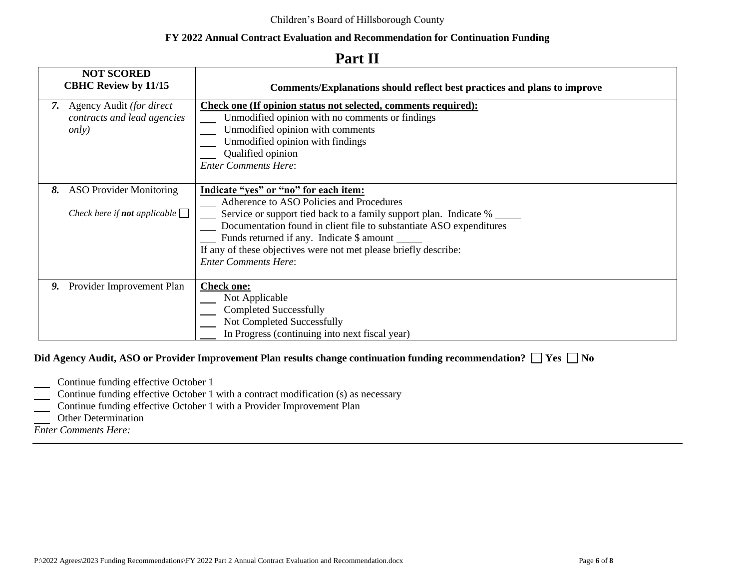Children's Board of Hillsborough County

**FY 2022 Annual Contract Evaluation and Recommendation for Continuation Funding**

# Part II

| **NOT SCORED**<br>**CBHC Review by 11/15** | **Comments/Explanations should reflect best practices and plans to improve** |
|---|---|
| ***7.*** Agency Audit *(for direct contracts and lead agencies only)* | **Check one (If opinion status not selected, comments required):**<br>___ Unmodified opinion with no comments or findings<br>___ Unmodified opinion with comments<br>___ Unmodified opinion with findings<br>___ Qualified opinion<br>*Enter Comments Here*: |
| ***8.*** ASO Provider Monitoring<br><br>*Check here if **not** applicable* ☐ | **Indicate "yes" or "no" for each item:**<br>___ Adherence to ASO Policies and Procedures<br>___ Service or support tied back to a family support plan. Indicate % _____<br>___ Documentation found in client file to substantiate ASO expenditures<br>___ Funds returned if any. Indicate $ amount _____<br>If any of these objectives were not met please briefly describe:<br>*Enter Comments Here*: |
| ***9.*** Provider Improvement Plan | **Check one:**<br>___ Not Applicable<br>___ Completed Successfully<br>___ Not Completed Successfully<br>___ In Progress (continuing into next fiscal year) |

**Did Agency Audit, ASO or Provider Improvement Plan results change continuation funding recommendation?** ☐ **Yes** ☐ **No**

___ Continue funding effective October 1
___ Continue funding effective October 1 with a contract modification (s) as necessary
___ Continue funding effective October 1 with a Provider Improvement Plan
___ Other Determination
*Enter Comments Here:*

P:\2022 Agrees\2023 Funding Recommendations\FY 2022 Part 2 Annual Contract Evaluation and Recommendation.docx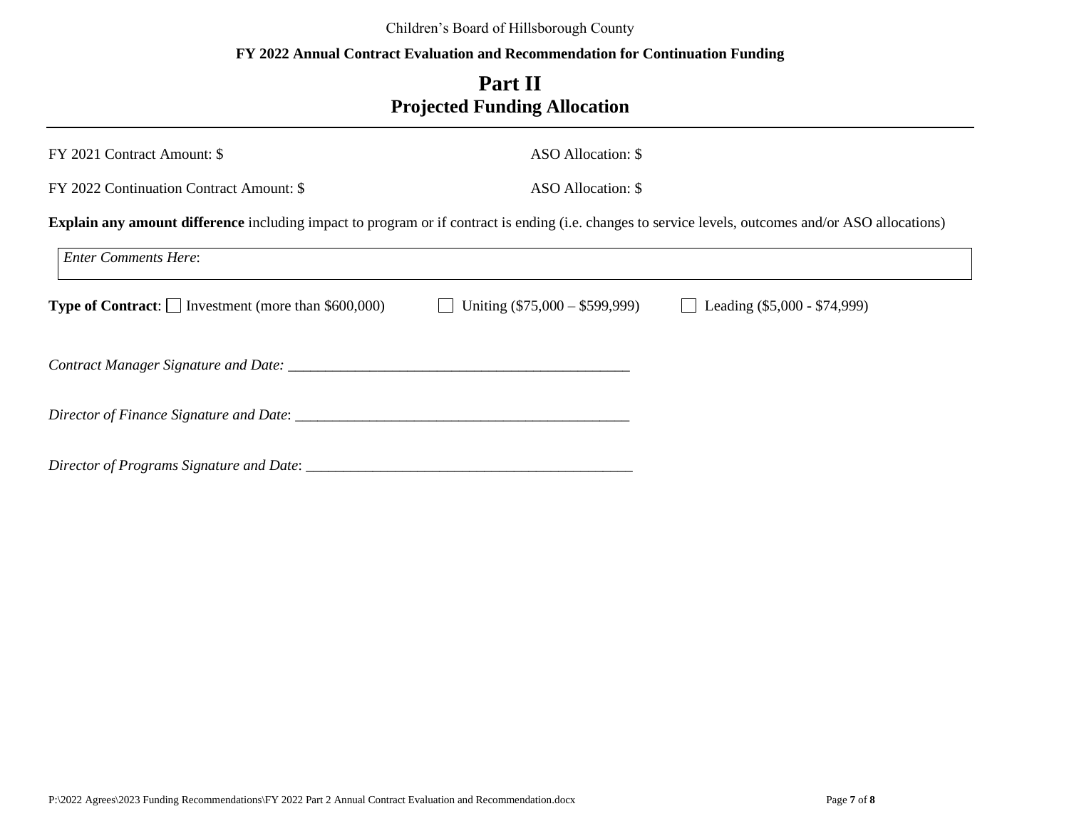Children's Board of Hillsborough County

**FY 2022 Annual Contract Evaluation and Recommendation for Continuation Funding**

# Part II
# Projected Funding Allocation

FY 2021 Contract Amount: $ ASO Allocation: $

FY 2022 Continuation Contract Amount: $ ASO Allocation: $

**Explain any amount difference** including impact to program or if contract is ending (i.e. changes to service levels, outcomes and/or ASO allocations)

| *Enter Comments Here*: |
|---|

**Type of Contract**: ☐ Investment (more than $600,000) ☐ Uniting ($75,000 – $599,999) ☐ Leading ($5,000 - $74,999)

*Contract Manager Signature and Date:* ____________________________________________

*Director of Finance Signature and Date*: ____________________________________________

*Director of Programs Signature and Date*: ____________________________________________

P:\2022 Agrees\2023 Funding Recommendations\FY 2022 Part 2 Annual Contract Evaluation and Recommendation.docx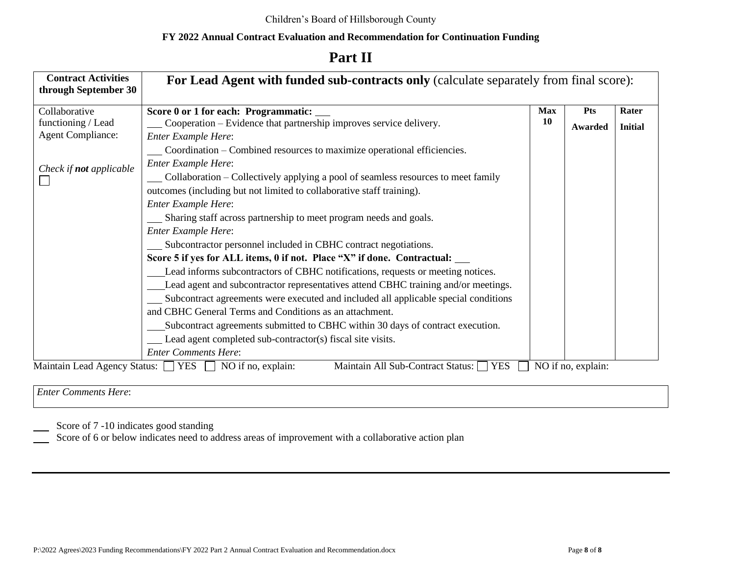Children's Board of Hillsborough County

**FY 2022 Annual Contract Evaluation and Recommendation for Continuation Funding**

# Part II

| **Contract Activities through September 30** | **For Lead Agent with funded sub-contracts only** (calculate separately from final score): | | | |
|---|---|---|---|---|
| Collaborative functioning / Lead Agent Compliance:<br><br>*Check if **not** applicable* ☐ | **Score 0 or 1 for each: Programmatic:** ___<br>___ Cooperation – Evidence that partnership improves service delivery.<br>*Enter Example Here*:<br>___ Coordination – Combined resources to maximize operational efficiencies.<br>*Enter Example Here*:<br>___ Collaboration – Collectively applying a pool of seamless resources to meet family outcomes (including but not limited to collaborative staff training).<br>*Enter Example Here*:<br>___ Sharing staff across partnership to meet program needs and goals.<br>*Enter Example Here*:<br>___ Subcontractor personnel included in CBHC contract negotiations.<br>**Score 5 if yes for ALL items, 0 if not. Place "X" if done. Contractual:** ___<br>___Lead informs subcontractors of CBHC notifications, requests or meeting notices.<br>___Lead agent and subcontractor representatives attend CBHC training and/or meetings.<br>___ Subcontract agreements were executed and included all applicable special conditions and CBHC General Terms and Conditions as an attachment.<br>___Subcontract agreements submitted to CBHC within 30 days of contract execution.<br>___ Lead agent completed sub-contractor(s) fiscal site visits.<br>*Enter Comments Here*: | **Max 10** | **Pts Awarded** | **Rater Initial** |

Maintain Lead Agency Status: ☐ YES ☐ NO if no, explain: Maintain All Sub-Contract Status: ☐ YES ☐ NO if no, explain:

*Enter Comments Here*:

___ Score of 7 -10 indicates good standing

___ Score of 6 or below indicates need to address areas of improvement with a collaborative action plan

P:\2022 Agrees\2023 Funding Recommendations\FY 2022 Part 2 Annual Contract Evaluation and Recommendation.docx